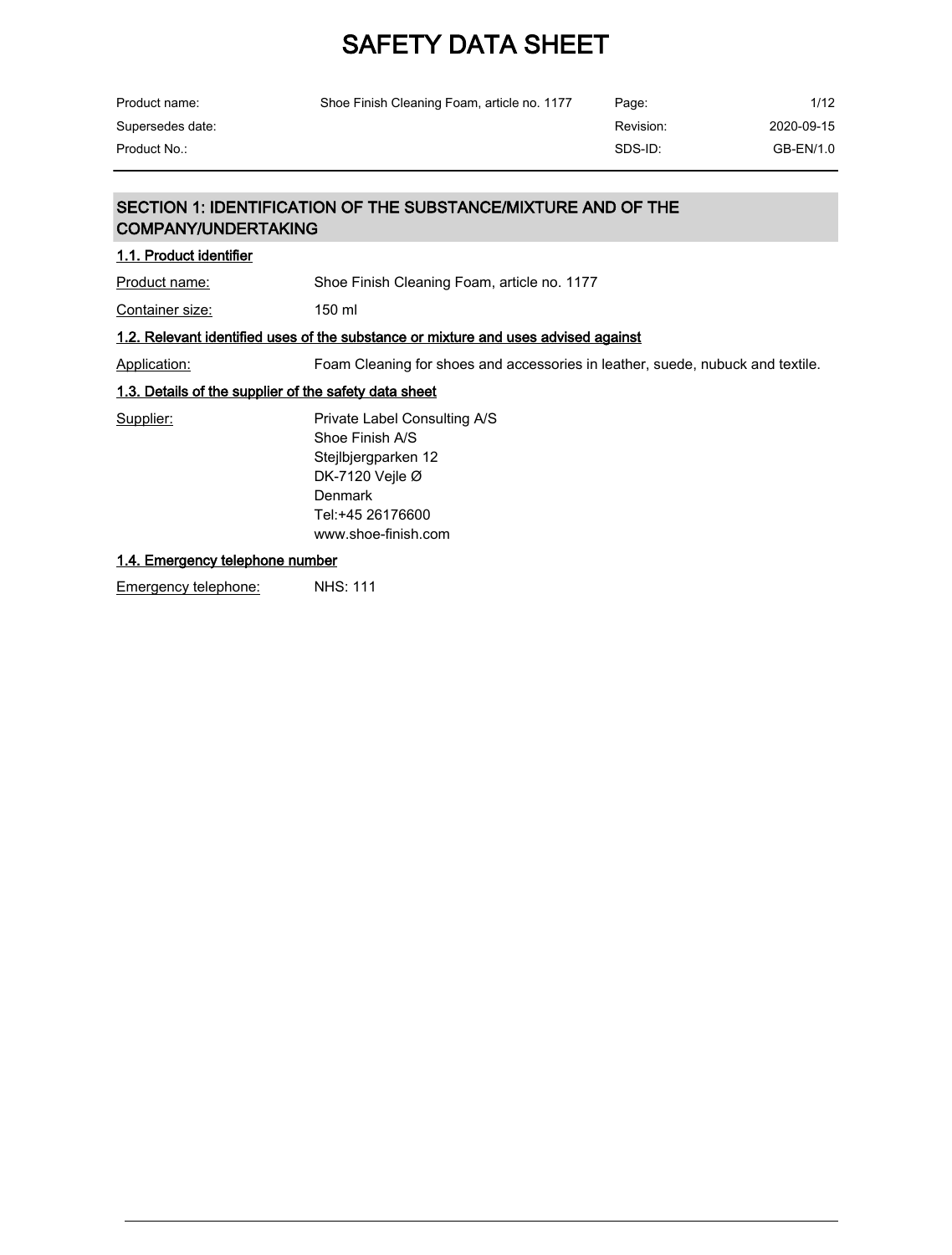# SAFETY DATA SHEET

| Product name: | Shoe Finish Cleaning Foam, article no. 1177 | Page: | 1/12 |
|---|---|---|---|
| Supersedes date: | | Revision: | 2020-09-15 |
| Product No.: | | SDS-ID: | GB-EN/1.0 |

## SECTION 1: IDENTIFICATION OF THE SUBSTANCE/MIXTURE AND OF THE COMPANY/UNDERTAKING

### 1.1. Product identifier

Product name: Shoe Finish Cleaning Foam, article no. 1177

Container size: 150 ml

### 1.2. Relevant identified uses of the substance or mixture and uses advised against

Application: Foam Cleaning for shoes and accessories in leather, suede, nubuck and textile.

### 1.3. Details of the supplier of the safety data sheet

Supplier:
Private Label Consulting A/S
Shoe Finish A/S
Stejlbjergparken 12
DK-7120 Vejle Ø
Denmark
Tel:+45 26176600
www.shoe-finish.com

### 1.4. Emergency telephone number

Emergency telephone: NHS: 111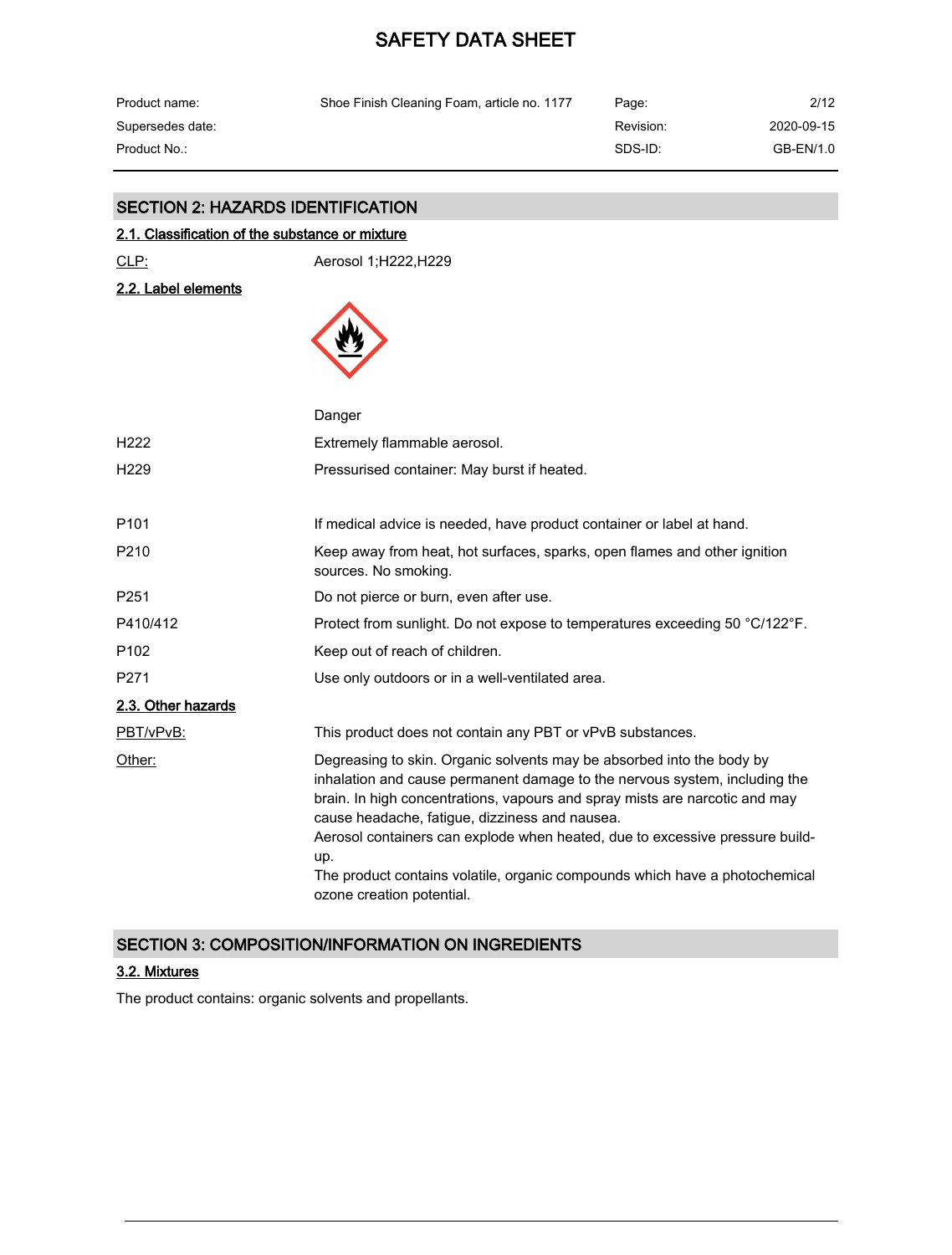## SECTION 2: HAZARDS IDENTIFICATION

### 2.1. Classification of the substance or mixture

| | |
|---|---|
| CLP: | Aerosol 1;H222,H229 |

### 2.2. Label elements

Danger

| | |
|---|---|
| H222 | Extremely flammable aerosol. |
| H229 | Pressurised container: May burst if heated. |
| P101 | If medical advice is needed, have product container or label at hand. |
| P210 | Keep away from heat, hot surfaces, sparks, open flames and other ignition sources. No smoking. |
| P251 | Do not pierce or burn, even after use. |
| P410/412 | Protect from sunlight. Do not expose to temperatures exceeding 50 °C/122°F. |
| P102 | Keep out of reach of children. |
| P271 | Use only outdoors or in a well-ventilated area. |

### 2.3. Other hazards

| | |
|---|---|
| PBT/vPvB: | This product does not contain any PBT or vPvB substances. |
| Other: | Degreasing to skin. Organic solvents may be absorbed into the body by inhalation and cause permanent damage to the nervous system, including the brain. In high concentrations, vapours and spray mists are narcotic and may cause headache, fatigue, dizziness and nausea.<br>Aerosol containers can explode when heated, due to excessive pressure build-up.<br>The product contains volatile, organic compounds which have a photochemical ozone creation potential. |

## SECTION 3: COMPOSITION/INFORMATION ON INGREDIENTS

### 3.2. Mixtures

The product contains: organic solvents and propellants.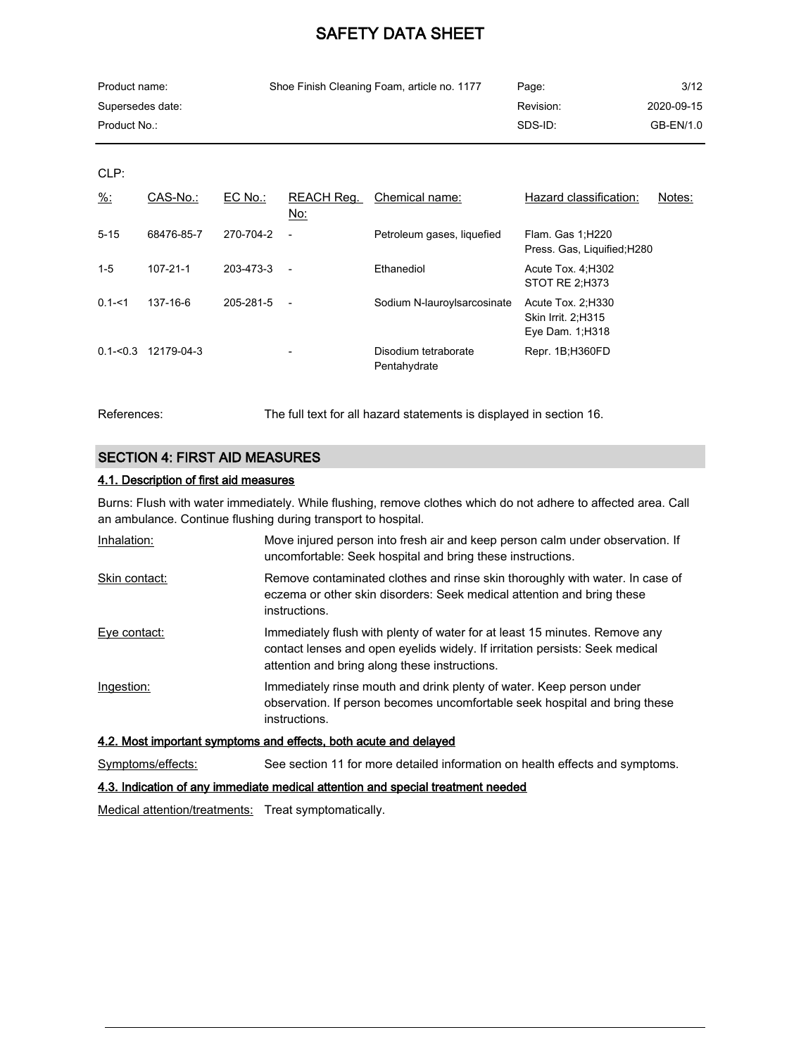CLP:

| %: | CAS-No.: | EC No.: | REACH Reg. No: | Chemical name: | Hazard classification: | Notes: |
|---|---|---|---|---|---|---|
| 5-15 | 68476-85-7 | 270-704-2 | - | Petroleum gases, liquefied | Flam. Gas 1;H220<br>Press. Gas, Liquified;H280 | |
| 1-5 | 107-21-1 | 203-473-3 | - | Ethanediol | Acute Tox. 4;H302<br>STOT RE 2;H373 | |
| 0.1-<1 | 137-16-6 | 205-281-5 | - | Sodium N-lauroylsarcosinate | Acute Tox. 2;H330<br>Skin Irrit. 2;H315<br>Eye Dam. 1;H318 | |
| 0.1-<0.3 | 12179-04-3 | | - | Disodium tetraborate Pentahydrate | Repr. 1B;H360FD | |

References: The full text for all hazard statements is displayed in section 16.

## SECTION 4: FIRST AID MEASURES

### 4.1. Description of first aid measures

Burns: Flush with water immediately. While flushing, remove clothes which do not adhere to affected area. Call an ambulance. Continue flushing during transport to hospital.

Inhalation: Move injured person into fresh air and keep person calm under observation. If uncomfortable: Seek hospital and bring these instructions.

Skin contact: Remove contaminated clothes and rinse skin thoroughly with water. In case of eczema or other skin disorders: Seek medical attention and bring these instructions.

Eye contact: Immediately flush with plenty of water for at least 15 minutes. Remove any contact lenses and open eyelids widely. If irritation persists: Seek medical attention and bring along these instructions.

Ingestion: Immediately rinse mouth and drink plenty of water. Keep person under observation. If person becomes uncomfortable seek hospital and bring these instructions.

### 4.2. Most important symptoms and effects, both acute and delayed

Symptoms/effects: See section 11 for more detailed information on health effects and symptoms.

### 4.3. Indication of any immediate medical attention and special treatment needed

Medical attention/treatments: Treat symptomatically.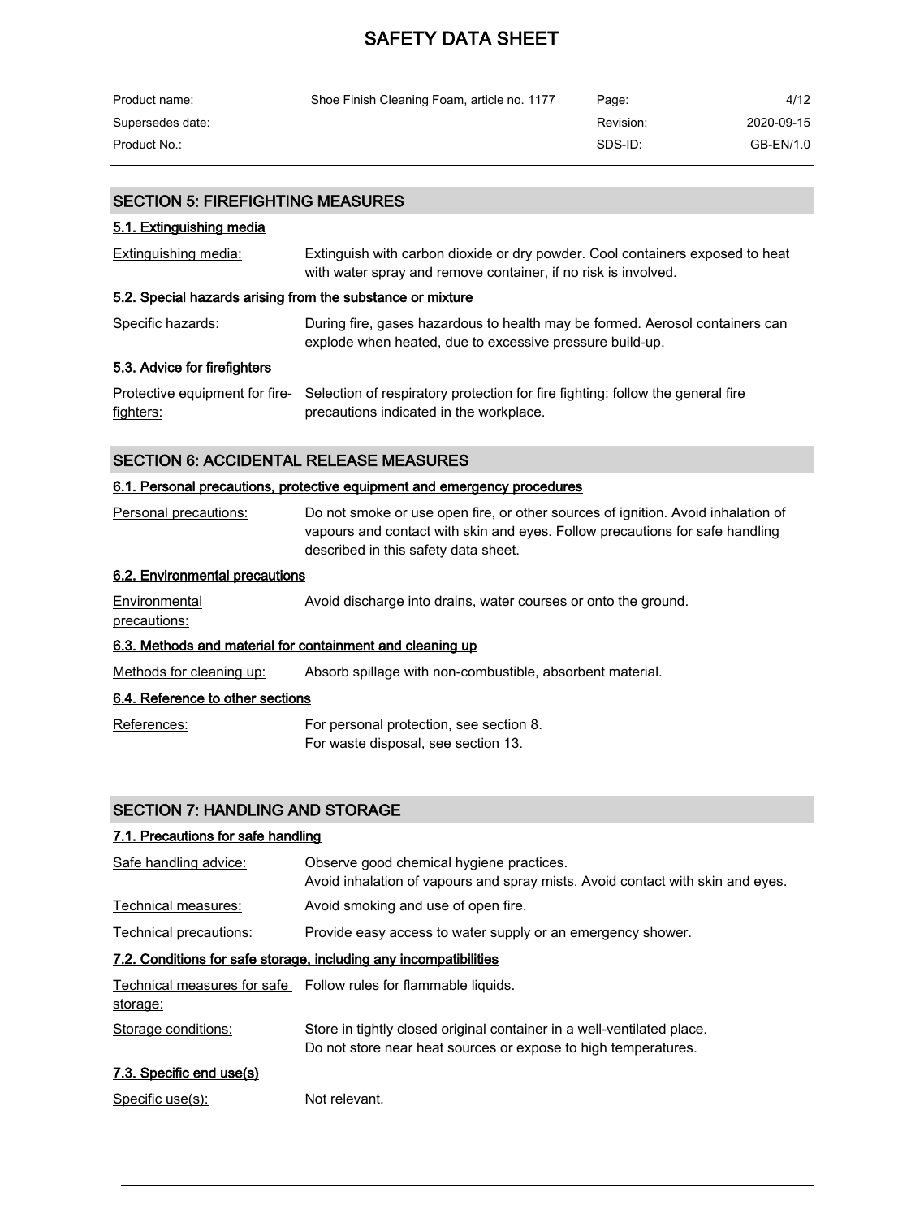## SECTION 5: FIREFIGHTING MEASURES

### 5.1. Extinguishing media

| | |
|---|---|
| Extinguishing media: | Extinguish with carbon dioxide or dry powder. Cool containers exposed to heat with water spray and remove container, if no risk is involved. |

### 5.2. Special hazards arising from the substance or mixture

| | |
|---|---|
| Specific hazards: | During fire, gases hazardous to health may be formed. Aerosol containers can explode when heated, due to excessive pressure build-up. |

### 5.3. Advice for firefighters

| | |
|---|---|
| Protective equipment for fire-fighters: | Selection of respiratory protection for fire fighting: follow the general fire precautions indicated in the workplace. |

## SECTION 6: ACCIDENTAL RELEASE MEASURES

### 6.1. Personal precautions, protective equipment and emergency procedures

| | |
|---|---|
| Personal precautions: | Do not smoke or use open fire, or other sources of ignition. Avoid inhalation of vapours and contact with skin and eyes. Follow precautions for safe handling described in this safety data sheet. |

### 6.2. Environmental precautions

| | |
|---|---|
| Environmental precautions: | Avoid discharge into drains, water courses or onto the ground. |

### 6.3. Methods and material for containment and cleaning up

| | |
|---|---|
| Methods for cleaning up: | Absorb spillage with non-combustible, absorbent material. |

### 6.4. Reference to other sections

| | |
|---|---|
| References: | For personal protection, see section 8.<br>For waste disposal, see section 13. |

## SECTION 7: HANDLING AND STORAGE

### 7.1. Precautions for safe handling

| | |
|---|---|
| Safe handling advice: | Observe good chemical hygiene practices.<br>Avoid inhalation of vapours and spray mists. Avoid contact with skin and eyes. |
| Technical measures: | Avoid smoking and use of open fire. |
| Technical precautions: | Provide easy access to water supply or an emergency shower. |

### 7.2. Conditions for safe storage, including any incompatibilities

| | |
|---|---|
| Technical measures for safe storage: | Follow rules for flammable liquids. |
| Storage conditions: | Store in tightly closed original container in a well-ventilated place.<br>Do not store near heat sources or expose to high temperatures. |

### 7.3. Specific end use(s)

| | |
|---|---|
| Specific use(s): | Not relevant. |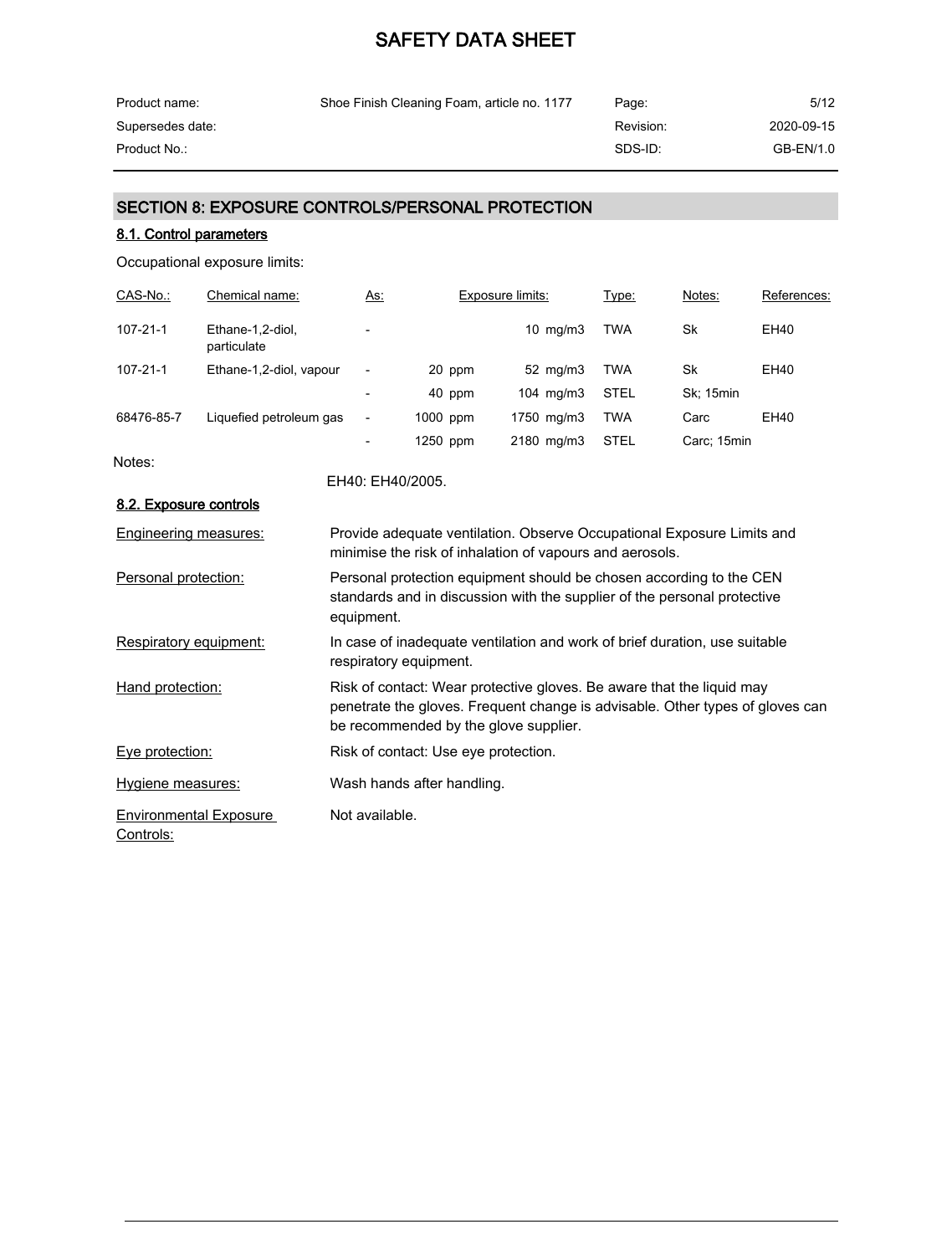## SECTION 8: EXPOSURE CONTROLS/PERSONAL PROTECTION

### 8.1. Control parameters

Occupational exposure limits:

| CAS-No.: | Chemical name: | As: | Exposure limits: | | Type: | Notes: | References: |
|---|---|---|---|---|---|---|---|
| 107-21-1 | Ethane-1,2-diol, particulate | - | | 10 mg/m3 | TWA | Sk | EH40 |
| 107-21-1 | Ethane-1,2-diol, vapour | - | 20 ppm | 52 mg/m3 | TWA | Sk | EH40 |
| | | - | 40 ppm | 104 mg/m3 | STEL | Sk; 15min | |
| 68476-85-7 | Liquefied petroleum gas | - | 1000 ppm | 1750 mg/m3 | TWA | Carc | EH40 |
| | | - | 1250 ppm | 2180 mg/m3 | STEL | Carc; 15min | |

Notes:

EH40: EH40/2005.

### 8.2. Exposure controls

**Engineering measures:** Provide adequate ventilation. Observe Occupational Exposure Limits and minimise the risk of inhalation of vapours and aerosols.

**Personal protection:** Personal protection equipment should be chosen according to the CEN standards and in discussion with the supplier of the personal protective equipment.

**Respiratory equipment:** In case of inadequate ventilation and work of brief duration, use suitable respiratory equipment.

**Hand protection:** Risk of contact: Wear protective gloves. Be aware that the liquid may penetrate the gloves. Frequent change is advisable. Other types of gloves can be recommended by the glove supplier.

**Eye protection:** Risk of contact: Use eye protection.

**Hygiene measures:** Wash hands after handling.

**Environmental Exposure Controls:** Not available.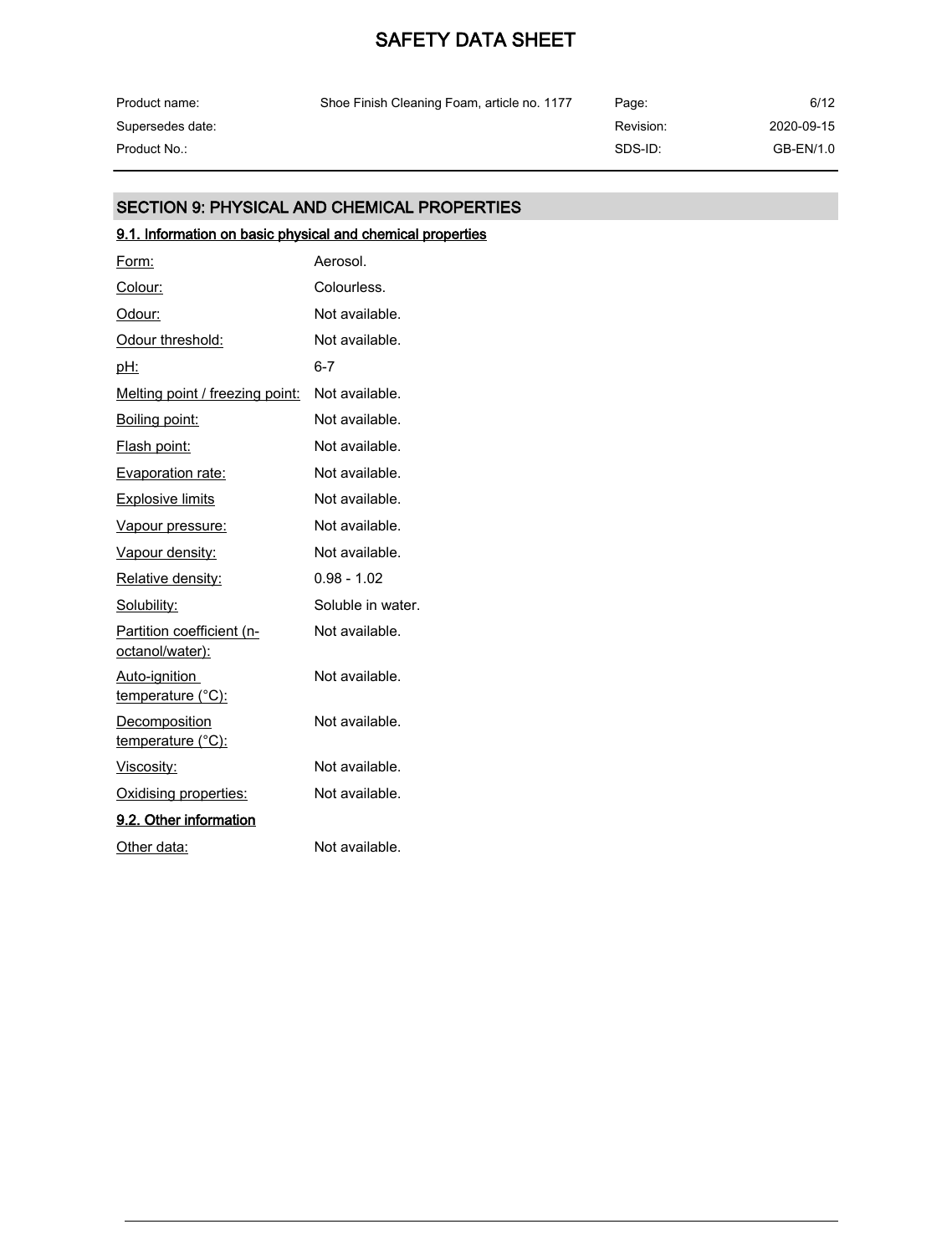## SECTION 9: PHYSICAL AND CHEMICAL PROPERTIES

### 9.1. Information on basic physical and chemical properties

| Property | Value |
|---|---|
| Form: | Aerosol. |
| Colour: | Colourless. |
| Odour: | Not available. |
| Odour threshold: | Not available. |
| pH: | 6-7 |
| Melting point / freezing point: | Not available. |
| Boiling point: | Not available. |
| Flash point: | Not available. |
| Evaporation rate: | Not available. |
| Explosive limits | Not available. |
| Vapour pressure: | Not available. |
| Vapour density: | Not available. |
| Relative density: | 0.98 - 1.02 |
| Solubility: | Soluble in water. |
| Partition coefficient (n-octanol/water): | Not available. |
| Auto-ignition temperature (°C): | Not available. |
| Decomposition temperature (°C): | Not available. |
| Viscosity: | Not available. |
| Oxidising properties: | Not available. |

### 9.2. Other information

| Property | Value |
|---|---|
| Other data: | Not available. |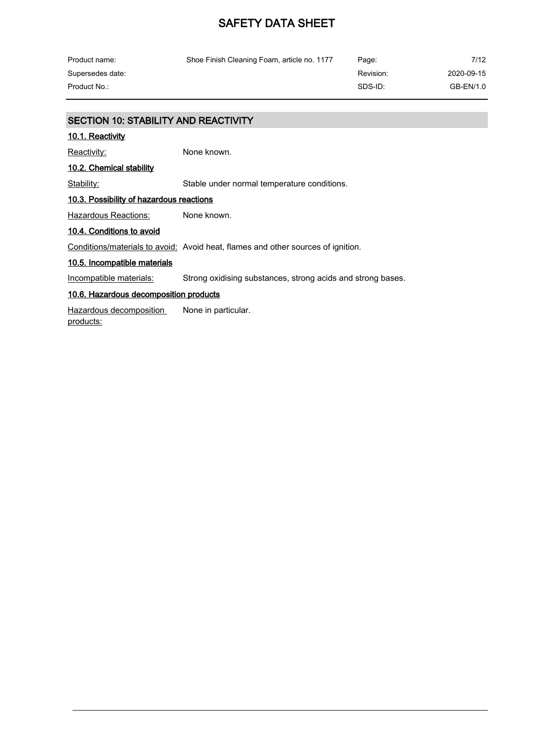## SECTION 10: STABILITY AND REACTIVITY

### 10.1. Reactivity

Reactivity: None known.

### 10.2. Chemical stability

Stability: Stable under normal temperature conditions.

### 10.3. Possibility of hazardous reactions

Hazardous Reactions: None known.

### 10.4. Conditions to avoid

Conditions/materials to avoid: Avoid heat, flames and other sources of ignition.

### 10.5. Incompatible materials

Incompatible materials: Strong oxidising substances, strong acids and strong bases.

### 10.6. Hazardous decomposition products

Hazardous decomposition products: None in particular.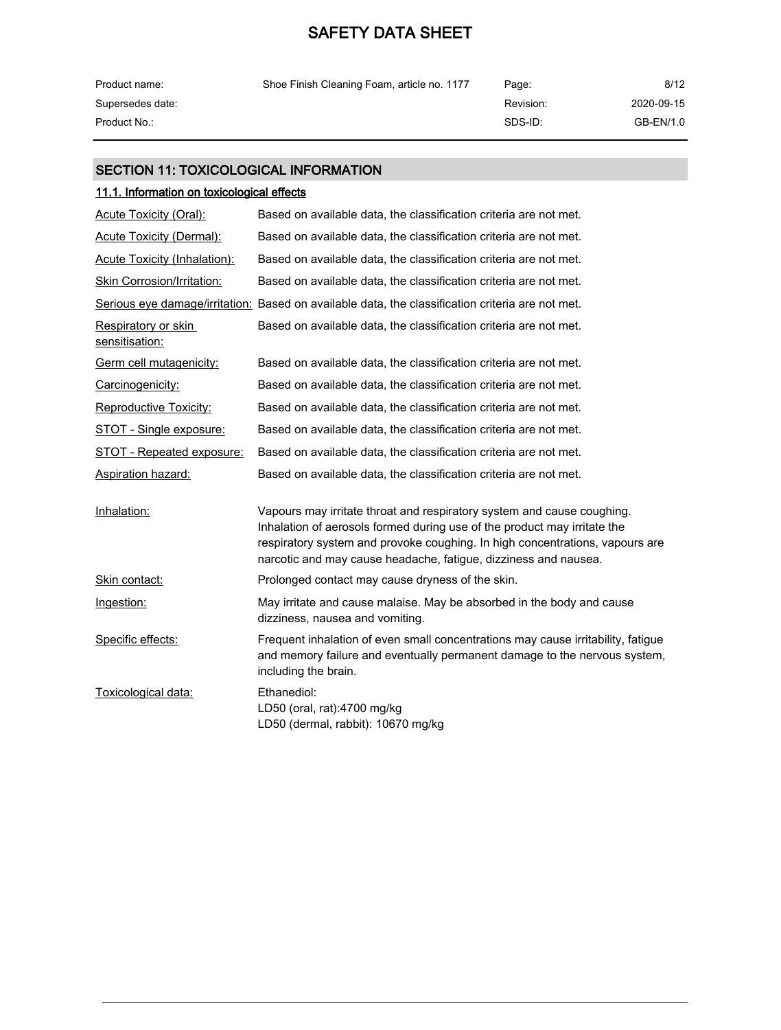## SECTION 11: TOXICOLOGICAL INFORMATION

### 11.1. Information on toxicological effects

| | |
|---|---|
| Acute Toxicity (Oral): | Based on available data, the classification criteria are not met. |
| Acute Toxicity (Dermal): | Based on available data, the classification criteria are not met. |
| Acute Toxicity (Inhalation): | Based on available data, the classification criteria are not met. |
| Skin Corrosion/Irritation: | Based on available data, the classification criteria are not met. |
| Serious eye damage/irritation: | Based on available data, the classification criteria are not met. |
| Respiratory or skin sensitisation: | Based on available data, the classification criteria are not met. |
| Germ cell mutagenicity: | Based on available data, the classification criteria are not met. |
| Carcinogenicity: | Based on available data, the classification criteria are not met. |
| Reproductive Toxicity: | Based on available data, the classification criteria are not met. |
| STOT - Single exposure: | Based on available data, the classification criteria are not met. |
| STOT - Repeated exposure: | Based on available data, the classification criteria are not met. |
| Aspiration hazard: | Based on available data, the classification criteria are not met. |
| Inhalation: | Vapours may irritate throat and respiratory system and cause coughing. Inhalation of aerosols formed during use of the product may irritate the respiratory system and provoke coughing. In high concentrations, vapours are narcotic and may cause headache, fatigue, dizziness and nausea. |
| Skin contact: | Prolonged contact may cause dryness of the skin. |
| Ingestion: | May irritate and cause malaise. May be absorbed in the body and cause dizziness, nausea and vomiting. |
| Specific effects: | Frequent inhalation of even small concentrations may cause irritability, fatigue and memory failure and eventually permanent damage to the nervous system, including the brain. |
| Toxicological data: | Ethanediol:<br>LD50 (oral, rat):4700 mg/kg<br>LD50 (dermal, rabbit): 10670 mg/kg |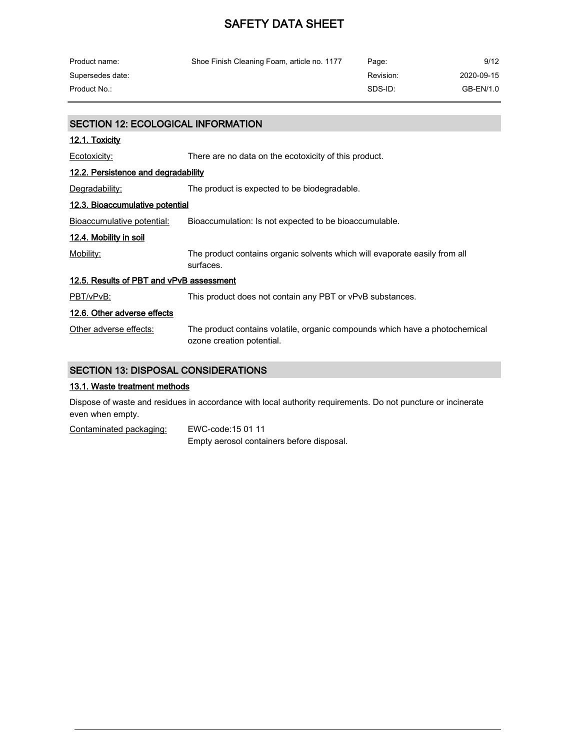## SECTION 12: ECOLOGICAL INFORMATION

### 12.1. Toxicity

Ecotoxicity: There are no data on the ecotoxicity of this product.

### 12.2. Persistence and degradability

Degradability: The product is expected to be biodegradable.

### 12.3. Bioaccumulative potential

Bioaccumulative potential: Bioaccumulation: Is not expected to be bioaccumulable.

### 12.4. Mobility in soil

Mobility: The product contains organic solvents which will evaporate easily from all surfaces.

### 12.5. Results of PBT and vPvB assessment

PBT/vPvB: This product does not contain any PBT or vPvB substances.

### 12.6. Other adverse effects

Other adverse effects: The product contains volatile, organic compounds which have a photochemical ozone creation potential.

## SECTION 13: DISPOSAL CONSIDERATIONS

### 13.1. Waste treatment methods

Dispose of waste and residues in accordance with local authority requirements. Do not puncture or incinerate even when empty.

Contaminated packaging: EWC-code:15 01 11
Empty aerosol containers before disposal.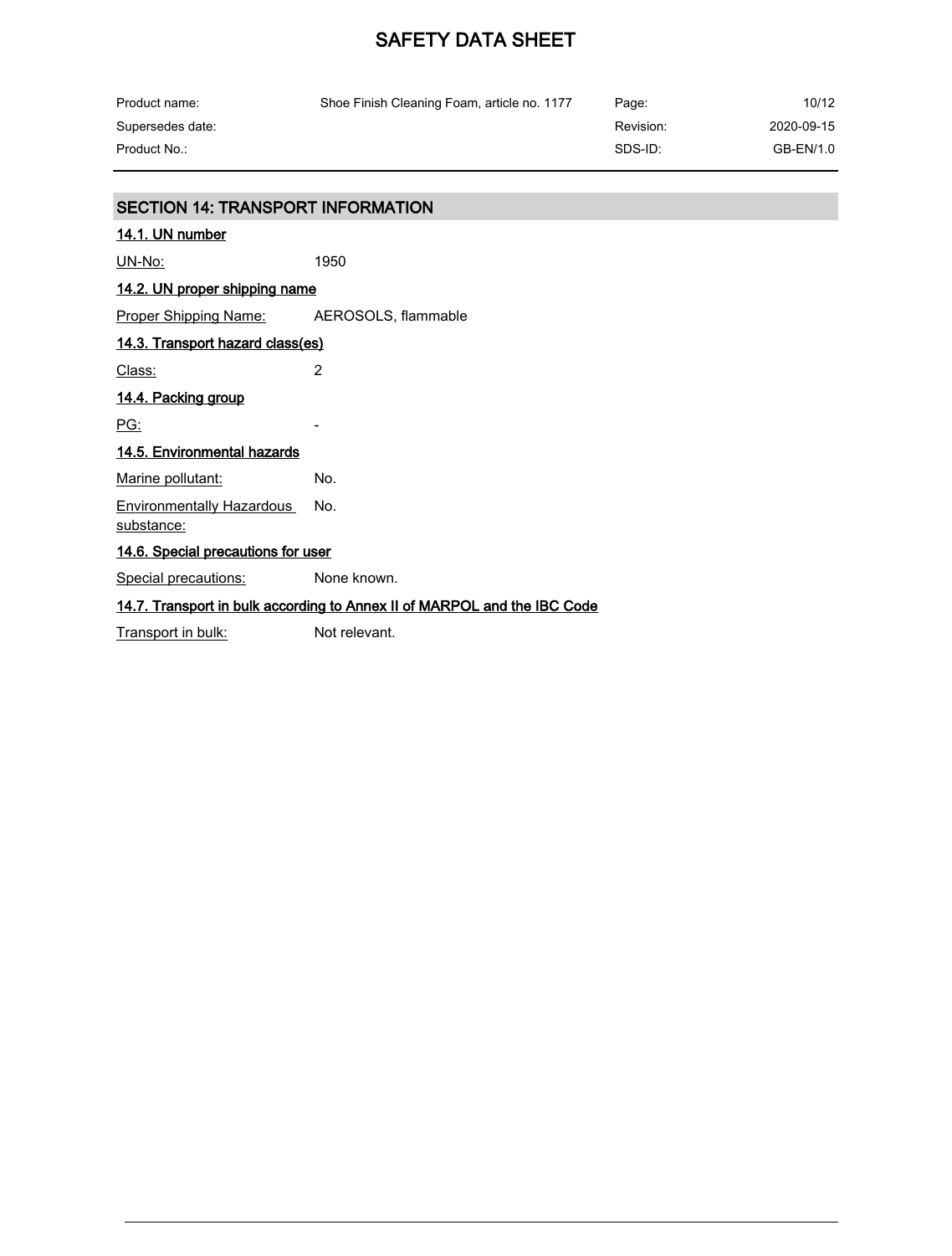## SECTION 14: TRANSPORT INFORMATION

### 14.1. UN number

UN-No: 1950

### 14.2. UN proper shipping name

Proper Shipping Name: AEROSOLS, flammable

### 14.3. Transport hazard class(es)

Class: 2

### 14.4. Packing group

PG: -

### 14.5. Environmental hazards

Marine pollutant: No.

Environmentally Hazardous substance: No.

### 14.6. Special precautions for user

Special precautions: None known.

### 14.7. Transport in bulk according to Annex II of MARPOL and the IBC Code

Transport in bulk: Not relevant.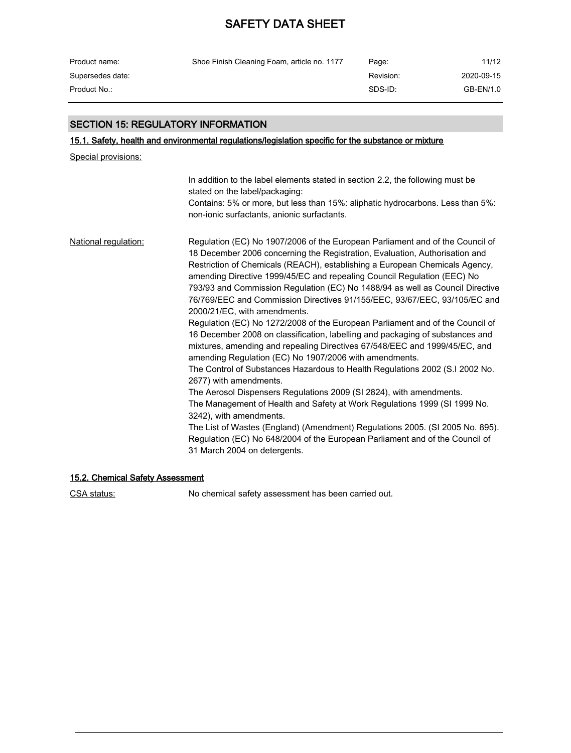## SECTION 15: REGULATORY INFORMATION

### 15.1. Safety, health and environmental regulations/legislation specific for the substance or mixture

Special provisions:

In addition to the label elements stated in section 2.2, the following must be stated on the label/packaging:
Contains: 5% or more, but less than 15%: aliphatic hydrocarbons. Less than 5%: non-ionic surfactants, anionic surfactants.

National regulation:

Regulation (EC) No 1907/2006 of the European Parliament and of the Council of 18 December 2006 concerning the Registration, Evaluation, Authorisation and Restriction of Chemicals (REACH), establishing a European Chemicals Agency, amending Directive 1999/45/EC and repealing Council Regulation (EEC) No 793/93 and Commission Regulation (EC) No 1488/94 as well as Council Directive 76/769/EEC and Commission Directives 91/155/EEC, 93/67/EEC, 93/105/EC and 2000/21/EC, with amendments.
Regulation (EC) No 1272/2008 of the European Parliament and of the Council of 16 December 2008 on classification, labelling and packaging of substances and mixtures, amending and repealing Directives 67/548/EEC and 1999/45/EC, and amending Regulation (EC) No 1907/2006 with amendments.
The Control of Substances Hazardous to Health Regulations 2002 (S.I 2002 No. 2677) with amendments.
The Aerosol Dispensers Regulations 2009 (SI 2824), with amendments.
The Management of Health and Safety at Work Regulations 1999 (SI 1999 No. 3242), with amendments.
The List of Wastes (England) (Amendment) Regulations 2005. (SI 2005 No. 895).
Regulation (EC) No 648/2004 of the European Parliament and of the Council of 31 March 2004 on detergents.

### 15.2. Chemical Safety Assessment

CSA status: No chemical safety assessment has been carried out.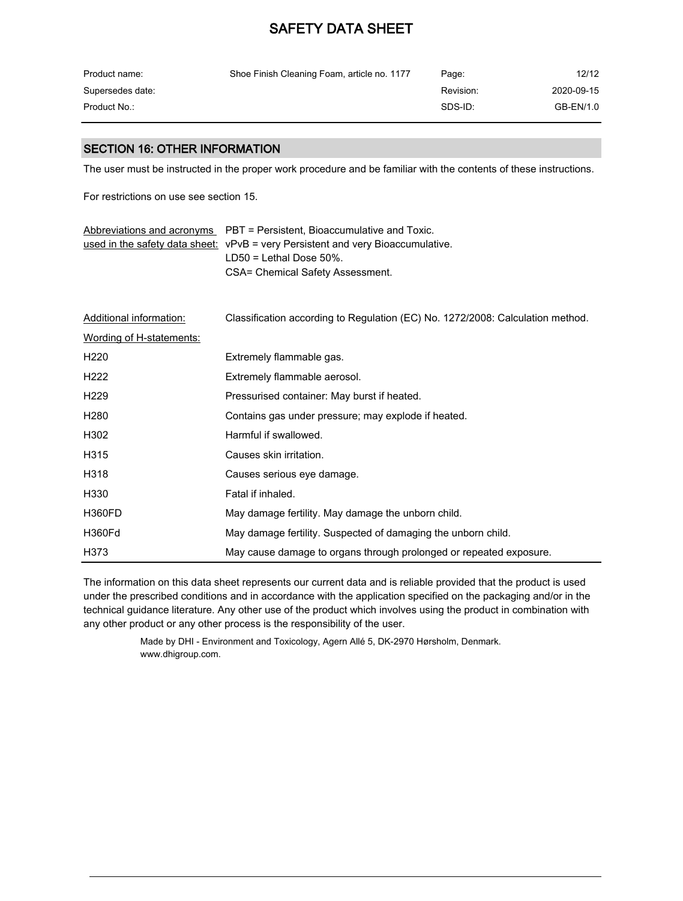## SECTION 16: OTHER INFORMATION

The user must be instructed in the proper work procedure and be familiar with the contents of these instructions.

For restrictions on use see section 15.

| | |
|---|---|
| Abbreviations and acronyms used in the safety data sheet: | PBT = Persistent, Bioaccumulative and Toxic.<br>vPvB = very Persistent and very Bioaccumulative.<br>LD50 = Lethal Dose 50%.<br>CSA= Chemical Safety Assessment. |
| Additional information: | Classification according to Regulation (EC) No. 1272/2008: Calculation method. |
| Wording of H-statements: | |
| H220 | Extremely flammable gas. |
| H222 | Extremely flammable aerosol. |
| H229 | Pressurised container: May burst if heated. |
| H280 | Contains gas under pressure; may explode if heated. |
| H302 | Harmful if swallowed. |
| H315 | Causes skin irritation. |
| H318 | Causes serious eye damage. |
| H330 | Fatal if inhaled. |
| H360FD | May damage fertility. May damage the unborn child. |
| H360Fd | May damage fertility. Suspected of damaging the unborn child. |
| H373 | May cause damage to organs through prolonged or repeated exposure. |

The information on this data sheet represents our current data and is reliable provided that the product is used under the prescribed conditions and in accordance with the application specified on the packaging and/or in the technical guidance literature. Any other use of the product which involves using the product in combination with any other product or any other process is the responsibility of the user.

Made by DHI - Environment and Toxicology, Agern Allé 5, DK-2970 Hørsholm, Denmark.
www.dhigroup.com.